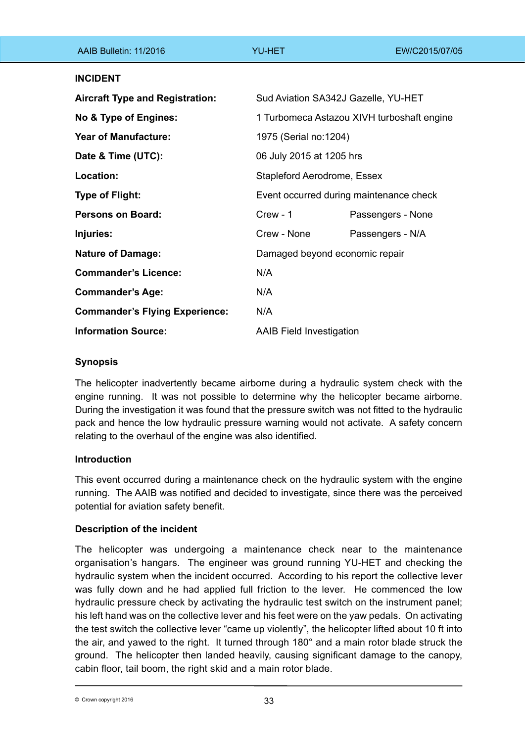## INCIDENT

| | | |
|---|---|---|
| **Aircraft Type and Registration:** | Sud Aviation SA342J Gazelle, YU-HET | |
| **No & Type of Engines:** | 1 Turbomeca Astazou XIVH turboshaft engine | |
| **Year of Manufacture:** | 1975 (Serial no:1204) | |
| **Date & Time (UTC):** | 06 July 2015 at 1205 hrs | |
| **Location:** | Stapleford Aerodrome, Essex | |
| **Type of Flight:** | Event occurred during maintenance check | |
| **Persons on Board:** | Crew - 1 | Passengers - None |
| **Injuries:** | Crew - None | Passengers - N/A |
| **Nature of Damage:** | Damaged beyond economic repair | |
| **Commander's Licence:** | N/A | |
| **Commander's Age:** | N/A | |
| **Commander's Flying Experience:** | N/A | |
| **Information Source:** | AAIB Field Investigation | |

### Synopsis

The helicopter inadvertently became airborne during a hydraulic system check with the engine running. It was not possible to determine why the helicopter became airborne. During the investigation it was found that the pressure switch was not fitted to the hydraulic pack and hence the low hydraulic pressure warning would not activate. A safety concern relating to the overhaul of the engine was also identified.

### Introduction

This event occurred during a maintenance check on the hydraulic system with the engine running. The AAIB was notified and decided to investigate, since there was the perceived potential for aviation safety benefit.

### Description of the incident

The helicopter was undergoing a maintenance check near to the maintenance organisation's hangars. The engineer was ground running YU-HET and checking the hydraulic system when the incident occurred. According to his report the collective lever was fully down and he had applied full friction to the lever. He commenced the low hydraulic pressure check by activating the hydraulic test switch on the instrument panel; his left hand was on the collective lever and his feet were on the yaw pedals. On activating the test switch the collective lever "came up violently", the helicopter lifted about 10 ft into the air, and yawed to the right. It turned through 180° and a main rotor blade struck the ground. The helicopter then landed heavily, causing significant damage to the canopy, cabin floor, tail boom, the right skid and a main rotor blade.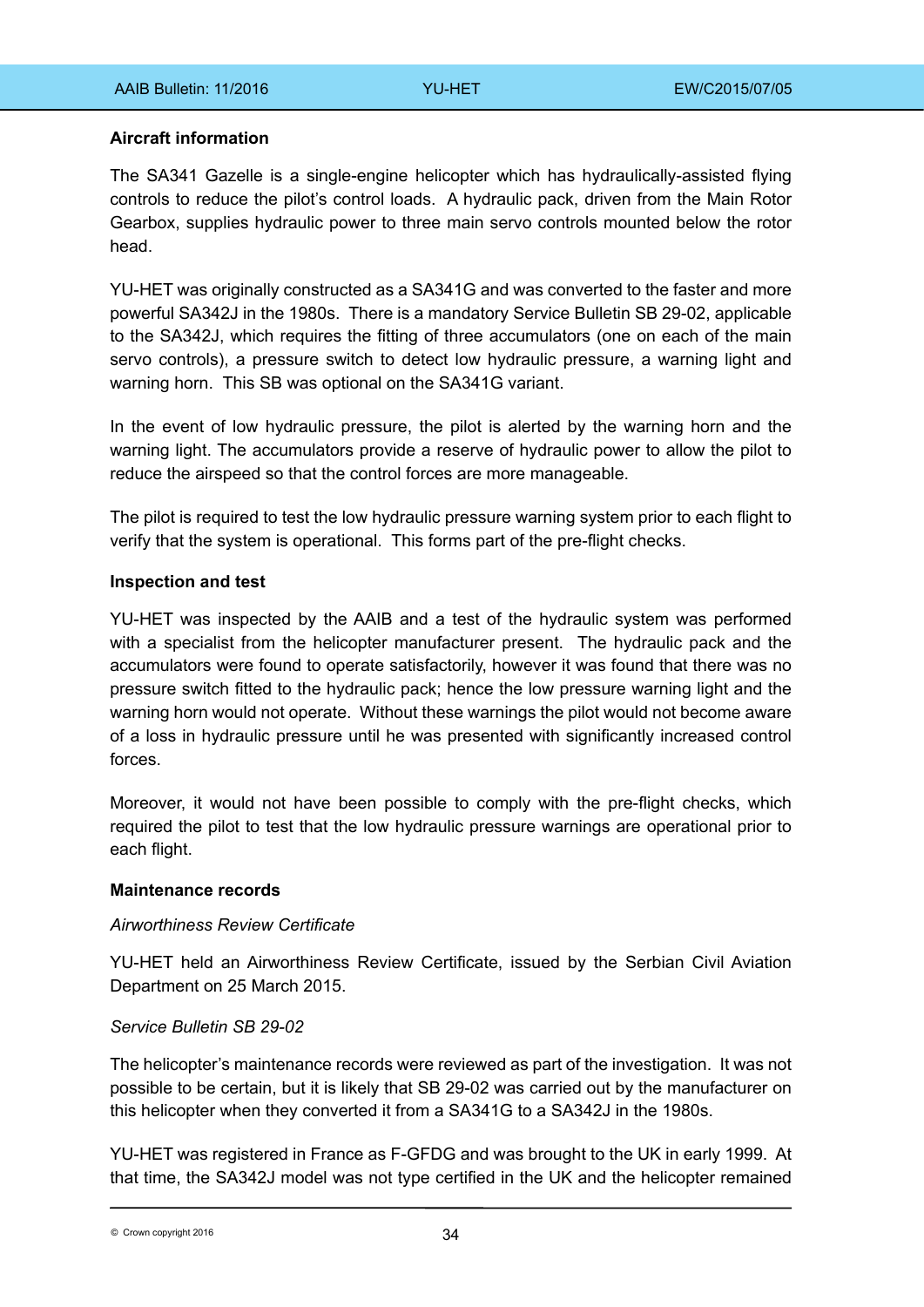**Aircraft information**

The SA341 Gazelle is a single-engine helicopter which has hydraulically-assisted flying controls to reduce the pilot's control loads. A hydraulic pack, driven from the Main Rotor Gearbox, supplies hydraulic power to three main servo controls mounted below the rotor head.

YU-HET was originally constructed as a SA341G and was converted to the faster and more powerful SA342J in the 1980s. There is a mandatory Service Bulletin SB 29-02, applicable to the SA342J, which requires the fitting of three accumulators (one on each of the main servo controls), a pressure switch to detect low hydraulic pressure, a warning light and warning horn. This SB was optional on the SA341G variant.

In the event of low hydraulic pressure, the pilot is alerted by the warning horn and the warning light. The accumulators provide a reserve of hydraulic power to allow the pilot to reduce the airspeed so that the control forces are more manageable.

The pilot is required to test the low hydraulic pressure warning system prior to each flight to verify that the system is operational. This forms part of the pre-flight checks.

**Inspection and test**

YU-HET was inspected by the AAIB and a test of the hydraulic system was performed with a specialist from the helicopter manufacturer present. The hydraulic pack and the accumulators were found to operate satisfactorily, however it was found that there was no pressure switch fitted to the hydraulic pack; hence the low pressure warning light and the warning horn would not operate. Without these warnings the pilot would not become aware of a loss in hydraulic pressure until he was presented with significantly increased control forces.

Moreover, it would not have been possible to comply with the pre-flight checks, which required the pilot to test that the low hydraulic pressure warnings are operational prior to each flight.

**Maintenance records**

*Airworthiness Review Certificate*

YU-HET held an Airworthiness Review Certificate, issued by the Serbian Civil Aviation Department on 25 March 2015.

*Service Bulletin SB 29-02*

The helicopter's maintenance records were reviewed as part of the investigation. It was not possible to be certain, but it is likely that SB 29-02 was carried out by the manufacturer on this helicopter when they converted it from a SA341G to a SA342J in the 1980s.

YU-HET was registered in France as F-GFDG and was brought to the UK in early 1999. At that time, the SA342J model was not type certified in the UK and the helicopter remained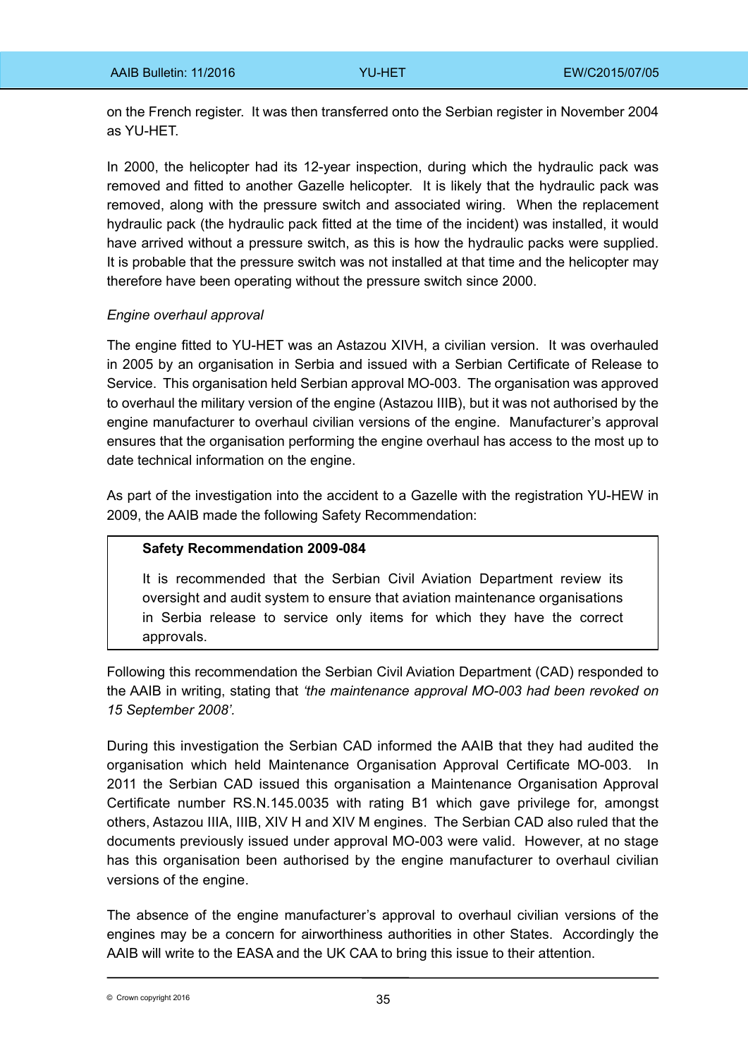on the French register. It was then transferred onto the Serbian register in November 2004 as YU-HET.

In 2000, the helicopter had its 12-year inspection, during which the hydraulic pack was removed and fitted to another Gazelle helicopter. It is likely that the hydraulic pack was removed, along with the pressure switch and associated wiring. When the replacement hydraulic pack (the hydraulic pack fitted at the time of the incident) was installed, it would have arrived without a pressure switch, as this is how the hydraulic packs were supplied. It is probable that the pressure switch was not installed at that time and the helicopter may therefore have been operating without the pressure switch since 2000.

*Engine overhaul approval*

The engine fitted to YU-HET was an Astazou XIVH, a civilian version. It was overhauled in 2005 by an organisation in Serbia and issued with a Serbian Certificate of Release to Service. This organisation held Serbian approval MO-003. The organisation was approved to overhaul the military version of the engine (Astazou IIIB), but it was not authorised by the engine manufacturer to overhaul civilian versions of the engine. Manufacturer's approval ensures that the organisation performing the engine overhaul has access to the most up to date technical information on the engine.

As part of the investigation into the accident to a Gazelle with the registration YU-HEW in 2009, the AAIB made the following Safety Recommendation:

> **Safety Recommendation 2009-084**
>
> It is recommended that the Serbian Civil Aviation Department review its oversight and audit system to ensure that aviation maintenance organisations in Serbia release to service only items for which they have the correct approvals.

Following this recommendation the Serbian Civil Aviation Department (CAD) responded to the AAIB in writing, stating that *'the maintenance approval MO-003 had been revoked on 15 September 2008'*.

During this investigation the Serbian CAD informed the AAIB that they had audited the organisation which held Maintenance Organisation Approval Certificate MO-003. In 2011 the Serbian CAD issued this organisation a Maintenance Organisation Approval Certificate number RS.N.145.0035 with rating B1 which gave privilege for, amongst others, Astazou IIIA, IIIB, XIV H and XIV M engines. The Serbian CAD also ruled that the documents previously issued under approval MO-003 were valid. However, at no stage has this organisation been authorised by the engine manufacturer to overhaul civilian versions of the engine.

The absence of the engine manufacturer's approval to overhaul civilian versions of the engines may be a concern for airworthiness authorities in other States. Accordingly the AAIB will write to the EASA and the UK CAA to bring this issue to their attention.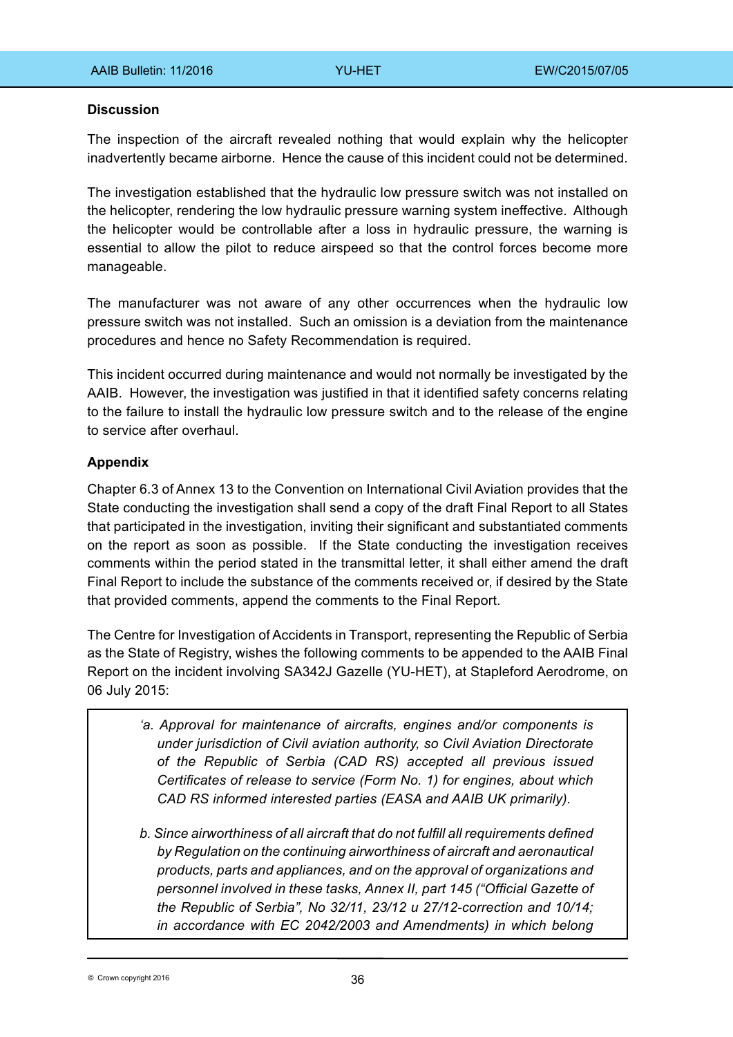**Discussion**

The inspection of the aircraft revealed nothing that would explain why the helicopter inadvertently became airborne. Hence the cause of this incident could not be determined.

The investigation established that the hydraulic low pressure switch was not installed on the helicopter, rendering the low hydraulic pressure warning system ineffective. Although the helicopter would be controllable after a loss in hydraulic pressure, the warning is essential to allow the pilot to reduce airspeed so that the control forces become more manageable.

The manufacturer was not aware of any other occurrences when the hydraulic low pressure switch was not installed. Such an omission is a deviation from the maintenance procedures and hence no Safety Recommendation is required.

This incident occurred during maintenance and would not normally be investigated by the AAIB. However, the investigation was justified in that it identified safety concerns relating to the failure to install the hydraulic low pressure switch and to the release of the engine to service after overhaul.

**Appendix**

Chapter 6.3 of Annex 13 to the Convention on International Civil Aviation provides that the State conducting the investigation shall send a copy of the draft Final Report to all States that participated in the investigation, inviting their significant and substantiated comments on the report as soon as possible. If the State conducting the investigation receives comments within the period stated in the transmittal letter, it shall either amend the draft Final Report to include the substance of the comments received or, if desired by the State that provided comments, append the comments to the Final Report.

The Centre for Investigation of Accidents in Transport, representing the Republic of Serbia as the State of Registry, wishes the following comments to be appended to the AAIB Final Report on the incident involving SA342J Gazelle (YU-HET), at Stapleford Aerodrome, on 06 July 2015:

> *'a. Approval for maintenance of aircrafts, engines and/or components is under jurisdiction of Civil aviation authority, so Civil Aviation Directorate of the Republic of Serbia (CAD RS) accepted all previous issued Certificates of release to service (Form No. 1) for engines, about which CAD RS informed interested parties (EASA and AAIB UK primarily).*
>
> *b. Since airworthiness of all aircraft that do not fulfill all requirements defined by Regulation on the continuing airworthiness of aircraft and aeronautical products, parts and appliances, and on the approval of organizations and personnel involved in these tasks, Annex II, part 145 ("Official Gazette of the Republic of Serbia", No 32/11, 23/12 u 27/12-correction and 10/14; in accordance with EC 2042/2003 and Amendments) in which belong*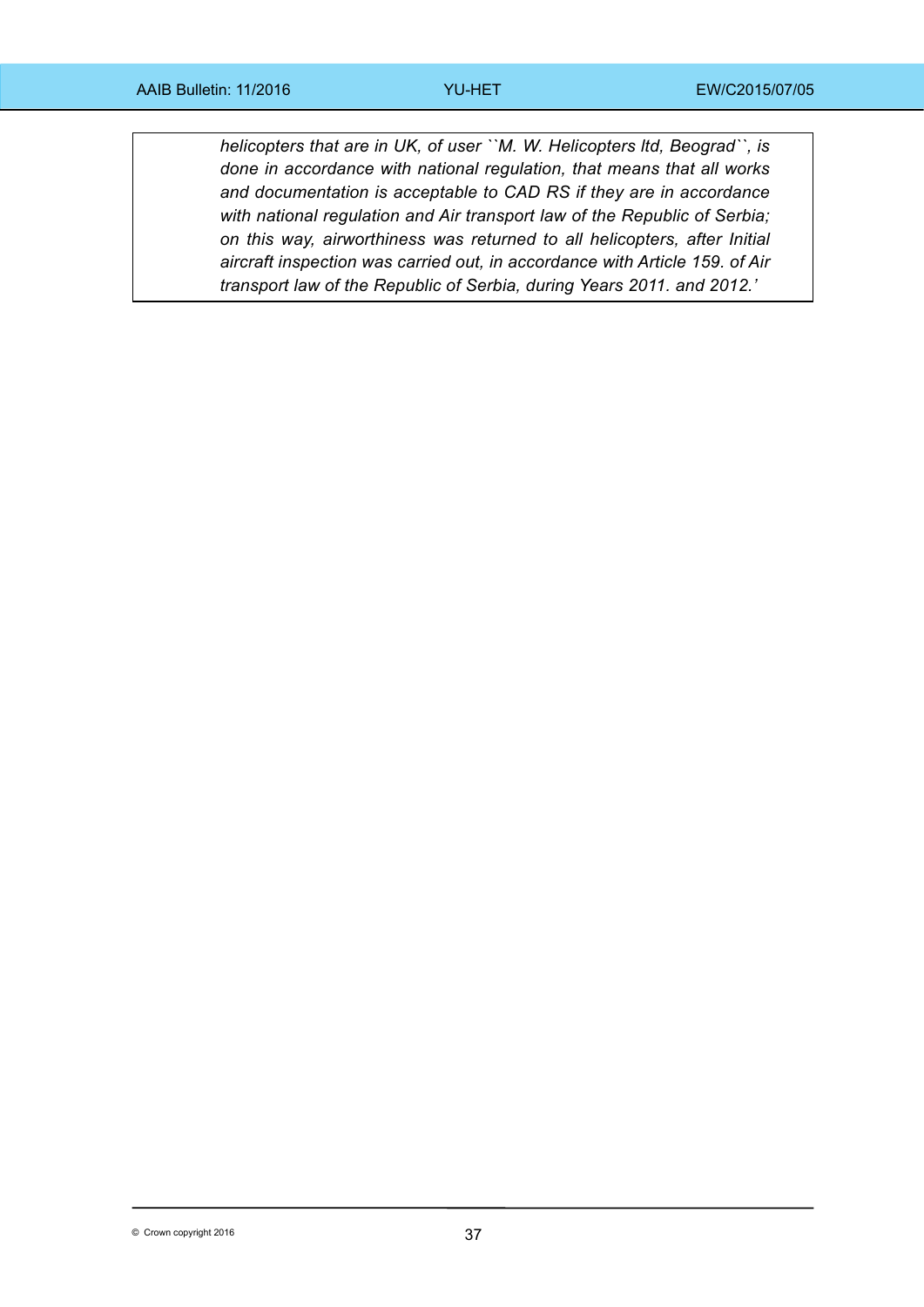*helicopters that are in UK, of user ``M. W. Helicopters ltd, Beograd``, is done in accordance with national regulation, that means that all works and documentation is acceptable to CAD RS if they are in accordance with national regulation and Air transport law of the Republic of Serbia; on this way, airworthiness was returned to all helicopters, after Initial aircraft inspection was carried out, in accordance with Article 159. of Air transport law of the Republic of Serbia, during Years 2011. and 2012.'*